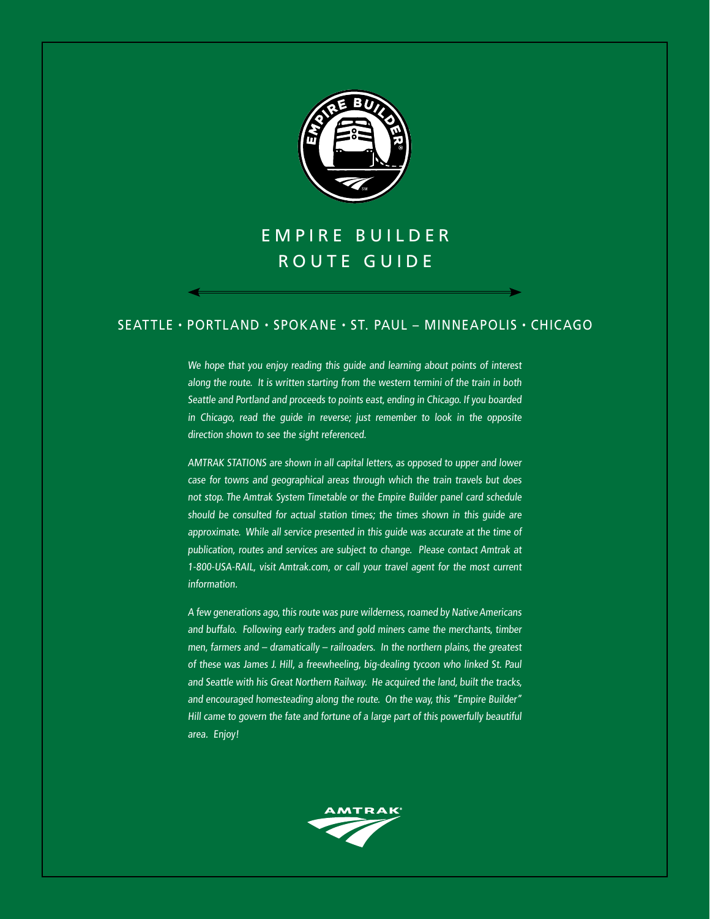# EMPIRE BUILDER ROUTE GUIDE

## SEATTLE • PORTLAND • SPOKANE • ST. PAUL – MINNEAPOLIS • CHICAGO

*We hope that you enjoy reading this guide and learning about points of interest along the route. It is written starting from the western termini of the train in both Seattle and Portland and proceeds to points east, ending in Chicago. If you boarded in Chicago, read the guide in reverse; just remember to look in the opposite direction shown to see the sight referenced.*

*AMTRAK STATIONS are shown in all capital letters, as opposed to upper and lower case for towns and geographical areas through which the train travels but does not stop. The Amtrak System Timetable or the Empire Builder panel card schedule should be consulted for actual station times; the times shown in this guide are approximate. While all service presented in this guide was accurate at the time of publication, routes and services are subject to change. Please contact Amtrak at 1-800-USA-RAIL, visit Amtrak.com, or call your travel agent for the most current information.*

*A few generations ago, this route was pure wilderness, roamed by Native Americans and buffalo. Following early traders and gold miners came the merchants, timber men, farmers and – dramatically – railroaders. In the northern plains, the greatest of these was James J. Hill, a freewheeling, big-dealing tycoon who linked St. Paul and Seattle with his Great Northern Railway. He acquired the land, built the tracks, and encouraged homesteading along the route. On the way, this "Empire Builder" Hill came to govern the fate and fortune of a large part of this powerfully beautiful area. Enjoy!*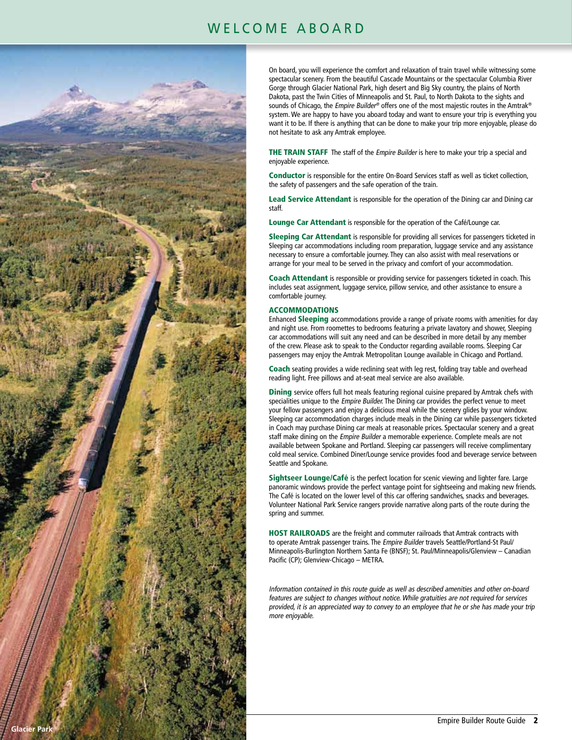# WELCOME ABOARD

On board, you will experience the comfort and relaxation of train travel while witnessing some spectacular scenery. From the beautiful Cascade Mountains or the spectacular Columbia River Gorge through Glacier National Park, high desert and Big Sky country, the plains of North Dakota, past the Twin Cities of Minneapolis and St. Paul, to North Dakota to the sights and sounds of Chicago, the *Empire Builder*® offers one of the most majestic routes in the Amtrak® system. We are happy to have you aboard today and want to ensure your trip is everything you want it to be. If there is anything that can be done to make your trip more enjoyable, please do not hesitate to ask any Amtrak employee.

**THE TRAIN STAFF** The staff of the *Empire Builder* is here to make your trip a special and enjoyable experience.

**Conductor** is responsible for the entire On-Board Services staff as well as ticket collection, the safety of passengers and the safe operation of the train.

**Lead Service Attendant** is responsible for the operation of the Dining car and Dining car staff.

**Lounge Car Attendant** is responsible for the operation of the Café/Lounge car.

**Sleeping Car Attendant** is responsible for providing all services for passengers ticketed in Sleeping car accommodations including room preparation, luggage service and any assistance necessary to ensure a comfortable journey. They can also assist with meal reservations or arrange for your meal to be served in the privacy and comfort of your accommodation.

**Coach Attendant** is responsible or providing service for passengers ticketed in coach. This includes seat assignment, luggage service, pillow service, and other assistance to ensure a comfortable journey.

**ACCOMMODATIONS**

Enhanced **Sleeping** accommodations provide a range of private rooms with amenities for day and night use. From roomettes to bedrooms featuring a private lavatory and shower, Sleeping car accommodations will suit any need and can be described in more detail by any member of the crew. Please ask to speak to the Conductor regarding available rooms. Sleeping Car passengers may enjoy the Amtrak Metropolitan Lounge available in Chicago and Portland.

**Coach** seating provides a wide reclining seat with leg rest, folding tray table and overhead reading light. Free pillows and at-seat meal service are also available.

**Dining** service offers full hot meals featuring regional cuisine prepared by Amtrak chefs with specialities unique to the *Empire Builder.* The Dining car provides the perfect venue to meet your fellow passengers and enjoy a delicious meal while the scenery glides by your window. Sleeping car accommodation charges include meals in the Dining car while passengers ticketed in Coach may purchase Dining car meals at reasonable prices. Spectacular scenery and a great staff make dining on the *Empire Builder* a memorable experience. Complete meals are not available between Spokane and Portland. Sleeping car passengers will receive complimentary cold meal service. Combined Diner/Lounge service provides food and beverage service between Seattle and Spokane.

**Sightseer Lounge/Café** is the perfect location for scenic viewing and lighter fare. Large panoramic windows provide the perfect vantage point for sightseeing and making new friends. The Café is located on the lower level of this car offering sandwiches, snacks and beverages. Volunteer National Park Service rangers provide narrative along parts of the route during the spring and summer.

**HOST RAILROADS** are the freight and commuter railroads that Amtrak contracts with to operate Amtrak passenger trains. The *Empire Builder* travels Seattle/Portland-St Paul/Minneapolis-Burlington Northern Santa Fe (BNSF); St. Paul/Minneapolis/Glenview – Canadian Pacific (CP); Glenview-Chicago – METRA.

*Information contained in this route guide as well as described amenities and other on-board features are subject to changes without notice. While gratuities are not required for services provided, it is an appreciated way to convey to an employee that he or she has made your trip more enjoyable.*

Glacier Park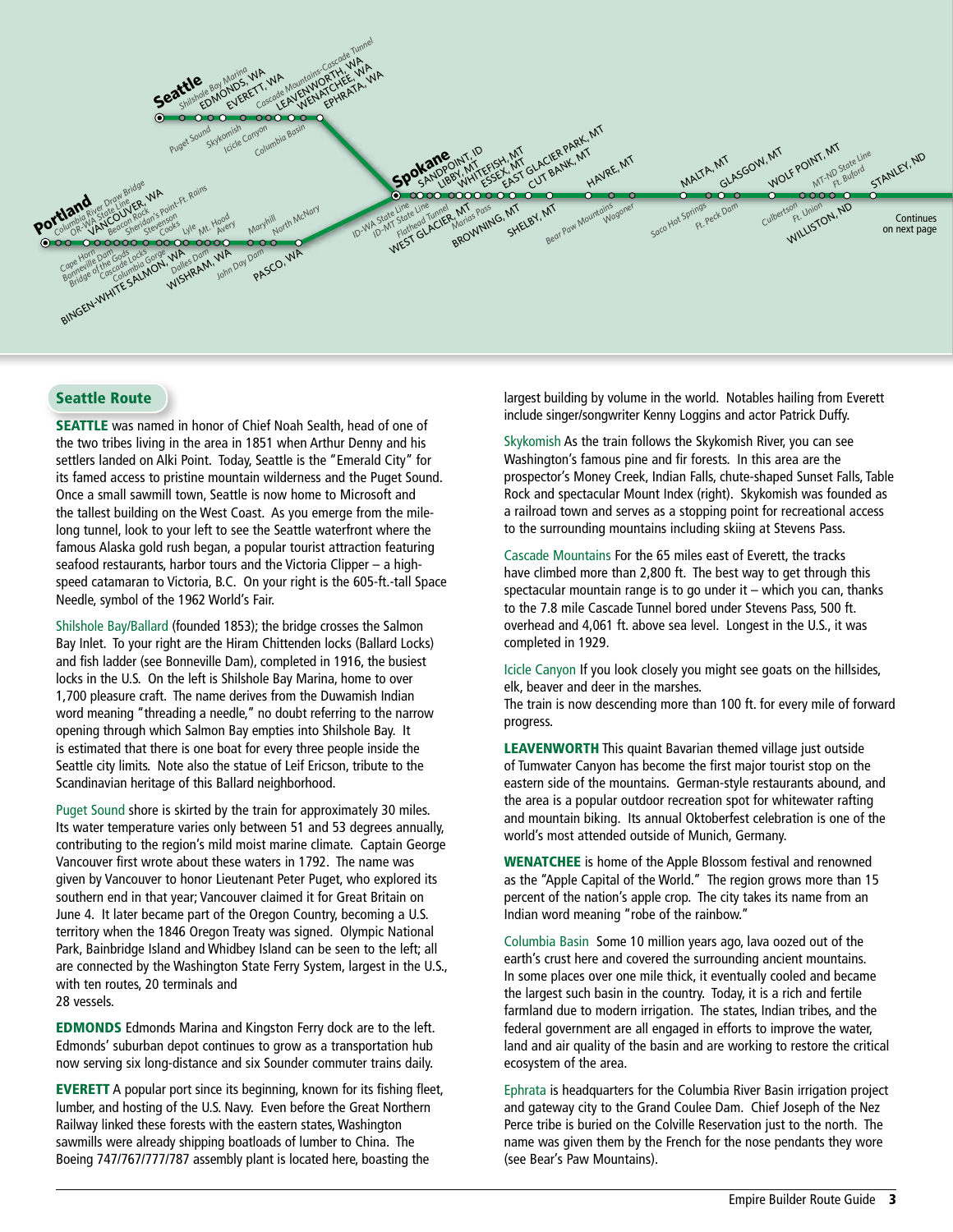## Seattle Route

**SEATTLE** was named in honor of Chief Noah Sealth, head of one of the two tribes living in the area in 1851 when Arthur Denny and his settlers landed on Alki Point. Today, Seattle is the "Emerald City" for its famed access to pristine mountain wilderness and the Puget Sound. Once a small sawmill town, Seattle is now home to Microsoft and the tallest building on the West Coast. As you emerge from the mile-long tunnel, look to your left to see the Seattle waterfront where the famous Alaska gold rush began, a popular tourist attraction featuring seafood restaurants, harbor tours and the Victoria Clipper – a high-speed catamaran to Victoria, B.C. On your right is the 605-ft.-tall Space Needle, symbol of the 1962 World's Fair.

Shilshole Bay/Ballard (founded 1853); the bridge crosses the Salmon Bay Inlet. To your right are the Hiram Chittenden locks (Ballard Locks) and fish ladder (see Bonneville Dam), completed in 1916, the busiest locks in the U.S. On the left is Shilshole Bay Marina, home to over 1,700 pleasure craft. The name derives from the Duwamish Indian word meaning "threading a needle," no doubt referring to the narrow opening through which Salmon Bay empties into Shilshole Bay. It is estimated that there is one boat for every three people inside the Seattle city limits. Note also the statue of Leif Ericson, tribute to the Scandinavian heritage of this Ballard neighborhood.

Puget Sound shore is skirted by the train for approximately 30 miles. Its water temperature varies only between 51 and 53 degrees annually, contributing to the region's mild moist marine climate. Captain George Vancouver first wrote about these waters in 1792. The name was given by Vancouver to honor Lieutenant Peter Puget, who explored its southern end in that year; Vancouver claimed it for Great Britain on June 4. It later became part of the Oregon Country, becoming a U.S. territory when the 1846 Oregon Treaty was signed. Olympic National Park, Bainbridge Island and Whidbey Island can be seen to the left; all are connected by the Washington State Ferry System, largest in the U.S., with ten routes, 20 terminals and 28 vessels.

**EDMONDS** Edmonds Marina and Kingston Ferry dock are to the left. Edmonds' suburban depot continues to grow as a transportation hub now serving six long-distance and six Sounder commuter trains daily.

**EVERETT** A popular port since its beginning, known for its fishing fleet, lumber, and hosting of the U.S. Navy. Even before the Great Northern Railway linked these forests with the eastern states, Washington sawmills were already shipping boatloads of lumber to China. The Boeing 747/767/777/787 assembly plant is located here, boasting the largest building by volume in the world. Notables hailing from Everett include singer/songwriter Kenny Loggins and actor Patrick Duffy.

Skykomish As the train follows the Skykomish River, you can see Washington's famous pine and fir forests. In this area are the prospector's Money Creek, Indian Falls, chute-shaped Sunset Falls, Table Rock and spectacular Mount Index (right). Skykomish was founded as a railroad town and serves as a stopping point for recreational access to the surrounding mountains including skiing at Stevens Pass.

Cascade Mountains For the 65 miles east of Everett, the tracks have climbed more than 2,800 ft. The best way to get through this spectacular mountain range is to go under it – which you can, thanks to the 7.8 mile Cascade Tunnel bored under Stevens Pass, 500 ft. overhead and 4,061 ft. above sea level. Longest in the U.S., it was completed in 1929.

Icicle Canyon If you look closely you might see goats on the hillsides, elk, beaver and deer in the marshes.
The train is now descending more than 100 ft. for every mile of forward progress.

**LEAVENWORTH** This quaint Bavarian themed village just outside of Tumwater Canyon has become the first major tourist stop on the eastern side of the mountains. German-style restaurants abound, and the area is a popular outdoor recreation spot for whitewater rafting and mountain biking. Its annual Oktoberfest celebration is one of the world's most attended outside of Munich, Germany.

**WENATCHEE** is home of the Apple Blossom festival and renowned as the "Apple Capital of the World." The region grows more than 15 percent of the nation's apple crop. The city takes its name from an Indian word meaning "robe of the rainbow."

Columbia Basin Some 10 million years ago, lava oozed out of the earth's crust here and covered the surrounding ancient mountains. In some places over one mile thick, it eventually cooled and became the largest such basin in the country. Today, it is a rich and fertile farmland due to modern irrigation. The states, Indian tribes, and the federal government are all engaged in efforts to improve the water, land and air quality of the basin and are working to restore the critical ecosystem of the area.

Ephrata is headquarters for the Columbia River Basin irrigation project and gateway city to the Grand Coulee Dam. Chief Joseph of the Nez Perce tribe is buried on the Colville Reservation just to the north. The name was given them by the French for the nose pendants they wore (see Bear's Paw Mountains).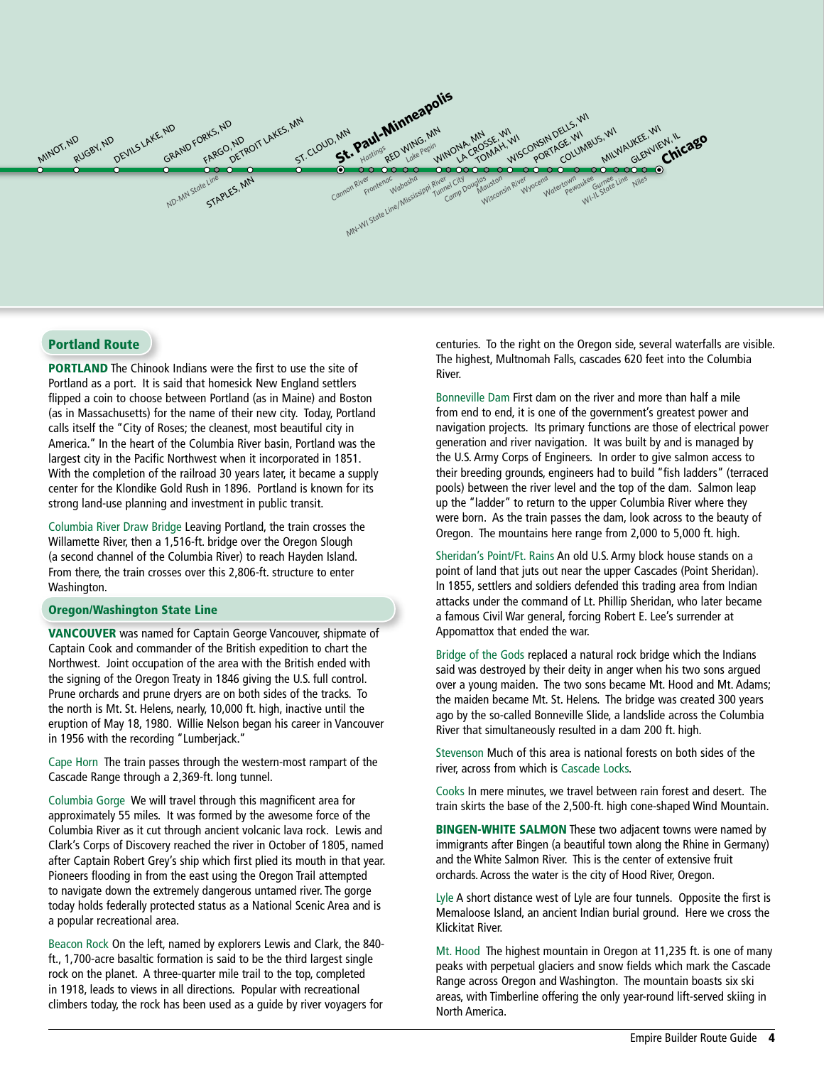MINOT, ND · RUGBY, ND · DEVILS LAKE, ND · GRAND FORKS, ND · FARGO, ND · DETROIT LAKES, MN · ST. CLOUD, MN · **St. Paul-Minneapolis** · RED WING, MN · WINONA, MN · LA CROSSE, WI · TOMAH, WI · WISCONSIN DELLS, WI · PORTAGE, WI · COLUMBUS, WI · MILWAUKEE, WI · GLENVIEW, IL · **Chicago**

*ND-MN State Line* · STAPLES, MN · *Cannon River* · *Hastings* · *Frontenac* · *Lake Pepin* · *Wabasha* · *MN-WI State Line/Mississippi River* · *Tunnel City* · *Camp Douglas* · *Mauston* · *Wisconsin River* · *Wyocena* · *Watertown* · *Pewaukee* · *Gurnee* · *WI-IL State Line* · *Niles*

## Portland Route

**PORTLAND** The Chinook Indians were the first to use the site of Portland as a port. It is said that homesick New England settlers flipped a coin to choose between Portland (as in Maine) and Boston (as in Massachusetts) for the name of their new city. Today, Portland calls itself the "City of Roses; the cleanest, most beautiful city in America." In the heart of the Columbia River basin, Portland was the largest city in the Pacific Northwest when it incorporated in 1851. With the completion of the railroad 30 years later, it became a supply center for the Klondike Gold Rush in 1896. Portland is known for its strong land-use planning and investment in public transit.

Columbia River Draw Bridge Leaving Portland, the train crosses the Willamette River, then a 1,516-ft. bridge over the Oregon Slough (a second channel of the Columbia River) to reach Hayden Island. From there, the train crosses over this 2,806-ft. structure to enter Washington.

## Oregon/Washington State Line

**VANCOUVER** was named for Captain George Vancouver, shipmate of Captain Cook and commander of the British expedition to chart the Northwest. Joint occupation of the area with the British ended with the signing of the Oregon Treaty in 1846 giving the U.S. full control. Prune orchards and prune dryers are on both sides of the tracks. To the north is Mt. St. Helens, nearly, 10,000 ft. high, inactive until the eruption of May 18, 1980. Willie Nelson began his career in Vancouver in 1956 with the recording "Lumberjack."

Cape Horn The train passes through the western-most rampart of the Cascade Range through a 2,369-ft. long tunnel.

Columbia Gorge We will travel through this magnificent area for approximately 55 miles. It was formed by the awesome force of the Columbia River as it cut through ancient volcanic lava rock. Lewis and Clark's Corps of Discovery reached the river in October of 1805, named after Captain Robert Grey's ship which first plied its mouth in that year. Pioneers flooding in from the east using the Oregon Trail attempted to navigate down the extremely dangerous untamed river. The gorge today holds federally protected status as a National Scenic Area and is a popular recreational area.

Beacon Rock On the left, named by explorers Lewis and Clark, the 840-ft., 1,700-acre basaltic formation is said to be the third largest single rock on the planet. A three-quarter mile trail to the top, completed in 1918, leads to views in all directions. Popular with recreational climbers today, the rock has been used as a guide by river voyagers for centuries. To the right on the Oregon side, several waterfalls are visible. The highest, Multnomah Falls, cascades 620 feet into the Columbia River.

Bonneville Dam First dam on the river and more than half a mile from end to end, it is one of the government's greatest power and navigation projects. Its primary functions are those of electrical power generation and river navigation. It was built by and is managed by the U.S. Army Corps of Engineers. In order to give salmon access to their breeding grounds, engineers had to build "fish ladders" (terraced pools) between the river level and the top of the dam. Salmon leap up the "ladder" to return to the upper Columbia River where they were born. As the train passes the dam, look across to the beauty of Oregon. The mountains here range from 2,000 to 5,000 ft. high.

Sheridan's Point/Ft. Rains An old U.S. Army block house stands on a point of land that juts out near the upper Cascades (Point Sheridan). In 1855, settlers and soldiers defended this trading area from Indian attacks under the command of Lt. Phillip Sheridan, who later became a famous Civil War general, forcing Robert E. Lee's surrender at Appomattox that ended the war.

Bridge of the Gods replaced a natural rock bridge which the Indians said was destroyed by their deity in anger when his two sons argued over a young maiden. The two sons became Mt. Hood and Mt. Adams; the maiden became Mt. St. Helens. The bridge was created 300 years ago by the so-called Bonneville Slide, a landslide across the Columbia River that simultaneously resulted in a dam 200 ft. high.

Stevenson Much of this area is national forests on both sides of the river, across from which is Cascade Locks.

Cooks In mere minutes, we travel between rain forest and desert. The train skirts the base of the 2,500-ft. high cone-shaped Wind Mountain.

**BINGEN-WHITE SALMON** These two adjacent towns were named by immigrants after Bingen (a beautiful town along the Rhine in Germany) and the White Salmon River. This is the center of extensive fruit orchards. Across the water is the city of Hood River, Oregon.

Lyle A short distance west of Lyle are four tunnels. Opposite the first is Memaloose Island, an ancient Indian burial ground. Here we cross the Klickitat River.

Mt. Hood The highest mountain in Oregon at 11,235 ft. is one of many peaks with perpetual glaciers and snow fields which mark the Cascade Range across Oregon and Washington. The mountain boasts six ski areas, with Timberline offering the only year-round lift-served skiing in North America.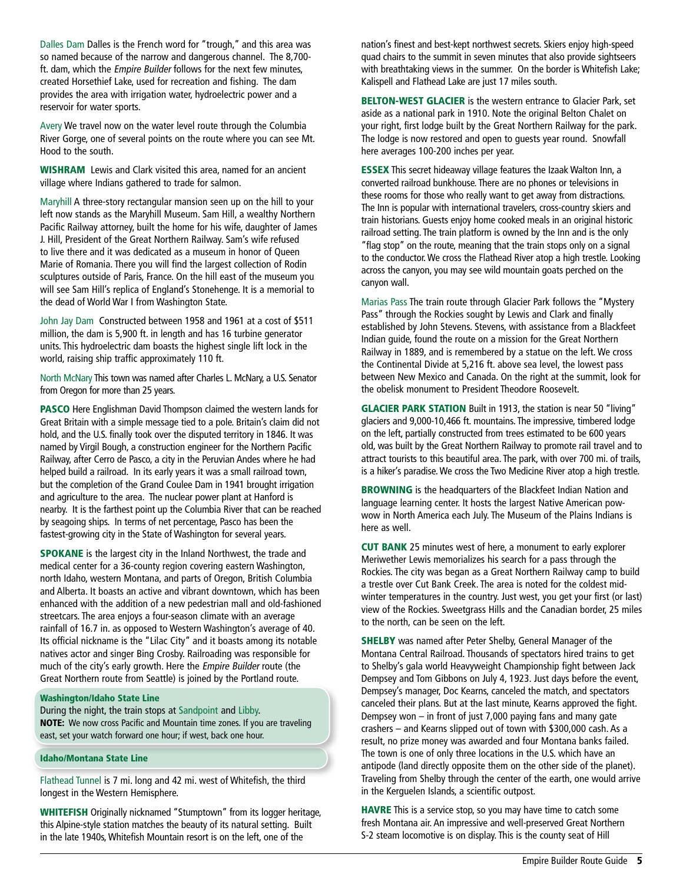Dalles Dam Dalles is the French word for "trough," and this area was so named because of the narrow and dangerous channel. The 8,700-ft. dam, which the *Empire Builder* follows for the next few minutes, created Horsethief Lake, used for recreation and fishing. The dam provides the area with irrigation water, hydroelectric power and a reservoir for water sports.

Avery We travel now on the water level route through the Columbia River Gorge, one of several points on the route where you can see Mt. Hood to the south.

**WISHRAM** Lewis and Clark visited this area, named for an ancient village where Indians gathered to trade for salmon.

Maryhill A three-story rectangular mansion seen up on the hill to your left now stands as the Maryhill Museum. Sam Hill, a wealthy Northern Pacific Railway attorney, built the home for his wife, daughter of James J. Hill, President of the Great Northern Railway. Sam's wife refused to live there and it was dedicated as a museum in honor of Queen Marie of Romania. There you will find the largest collection of Rodin sculptures outside of Paris, France. On the hill east of the museum you will see Sam Hill's replica of England's Stonehenge. It is a memorial to the dead of World War I from Washington State.

John Jay Dam Constructed between 1958 and 1961 at a cost of $511 million, the dam is 5,900 ft. in length and has 16 turbine generator units. This hydroelectric dam boasts the highest single lift lock in the world, raising ship traffic approximately 110 ft.

North McNary This town was named after Charles L. McNary, a U.S. Senator from Oregon for more than 25 years.

**PASCO** Here Englishman David Thompson claimed the western lands for Great Britain with a simple message tied to a pole. Britain's claim did not hold, and the U.S. finally took over the disputed territory in 1846. It was named by Virgil Bough, a construction engineer for the Northern Pacific Railway, after Cerro de Pasco, a city in the Peruvian Andes where he had helped build a railroad. In its early years it was a small railroad town, but the completion of the Grand Coulee Dam in 1941 brought irrigation and agriculture to the area. The nuclear power plant at Hanford is nearby. It is the farthest point up the Columbia River that can be reached by seagoing ships. In terms of net percentage, Pasco has been the fastest-growing city in the State of Washington for several years.

**SPOKANE** is the largest city in the Inland Northwest, the trade and medical center for a 36-county region covering eastern Washington, north Idaho, western Montana, and parts of Oregon, British Columbia and Alberta. It boasts an active and vibrant downtown, which has been enhanced with the addition of a new pedestrian mall and old-fashioned streetcars. The area enjoys a four-season climate with an average rainfall of 16.7 in. as opposed to Western Washington's average of 40. Its official nickname is the "Lilac City" and it boasts among its notable natives actor and singer Bing Crosby. Railroading was responsible for much of the city's early growth. Here the *Empire Builder* route (the Great Northern route from Seattle) is joined by the Portland route.

**Washington/Idaho State Line**

During the night, the train stops at Sandpoint and Libby.

**NOTE:** We now cross Pacific and Mountain time zones. If you are traveling east, set your watch forward one hour; if west, back one hour.

**Idaho/Montana State Line**

Flathead Tunnel is 7 mi. long and 42 mi. west of Whitefish, the third longest in the Western Hemisphere.

**WHITEFISH** Originally nicknamed "Stumptown" from its logger heritage, this Alpine-style station matches the beauty of its natural setting. Built in the late 1940s, Whitefish Mountain resort is on the left, one of the nation's finest and best-kept northwest secrets. Skiers enjoy high-speed quad chairs to the summit in seven minutes that also provide sightseers with breathtaking views in the summer. On the border is Whitefish Lake; Kalispell and Flathead Lake are just 17 miles south.

**BELTON-WEST GLACIER** is the western entrance to Glacier Park, set aside as a national park in 1910. Note the original Belton Chalet on your right, first lodge built by the Great Northern Railway for the park. The lodge is now restored and open to guests year round. Snowfall here averages 100-200 inches per year.

**ESSEX** This secret hideaway village features the Izaak Walton Inn, a converted railroad bunkhouse. There are no phones or televisions in these rooms for those who really want to get away from distractions. The Inn is popular with international travelers, cross-country skiers and train historians. Guests enjoy home cooked meals in an original historic railroad setting. The train platform is owned by the Inn and is the only "flag stop" on the route, meaning that the train stops only on a signal to the conductor. We cross the Flathead River atop a high trestle. Looking across the canyon, you may see wild mountain goats perched on the canyon wall.

Marias Pass The train route through Glacier Park follows the "Mystery Pass" through the Rockies sought by Lewis and Clark and finally established by John Stevens. Stevens, with assistance from a Blackfeet Indian guide, found the route on a mission for the Great Northern Railway in 1889, and is remembered by a statue on the left. We cross the Continental Divide at 5,216 ft. above sea level, the lowest pass between New Mexico and Canada. On the right at the summit, look for the obelisk monument to President Theodore Roosevelt.

**GLACIER PARK STATION** Built in 1913, the station is near 50 "living" glaciers and 9,000-10,466 ft. mountains. The impressive, timbered lodge on the left, partially constructed from trees estimated to be 600 years old, was built by the Great Northern Railway to promote rail travel and to attract tourists to this beautiful area. The park, with over 700 mi. of trails, is a hiker's paradise. We cross the Two Medicine River atop a high trestle.

**BROWNING** is the headquarters of the Blackfeet Indian Nation and language learning center. It hosts the largest Native American pow-wow in North America each July. The Museum of the Plains Indians is here as well.

**CUT BANK** 25 minutes west of here, a monument to early explorer Meriwether Lewis memorializes his search for a pass through the Rockies. The city was began as a Great Northern Railway camp to build a trestle over Cut Bank Creek. The area is noted for the coldest mid-winter temperatures in the country. Just west, you get your first (or last) view of the Rockies. Sweetgrass Hills and the Canadian border, 25 miles to the north, can be seen on the left.

**SHELBY** was named after Peter Shelby, General Manager of the Montana Central Railroad. Thousands of spectators hired trains to get to Shelby's gala world Heavyweight Championship fight between Jack Dempsey and Tom Gibbons on July 4, 1923. Just days before the event, Dempsey's manager, Doc Kearns, canceled the match, and spectators canceled their plans. But at the last minute, Kearns approved the fight. Dempsey won – in front of just 7,000 paying fans and many gate crashers – and Kearns slipped out of town with $300,000 cash. As a result, no prize money was awarded and four Montana banks failed. The town is one of only three locations in the U.S. which have an antipode (land directly opposite them on the other side of the planet). Traveling from Shelby through the center of the earth, one would arrive in the Kerguelen Islands, a scientific outpost.

**HAVRE** This is a service stop, so you may have time to catch some fresh Montana air. An impressive and well-preserved Great Northern S-2 steam locomotive is on display. This is the county seat of Hill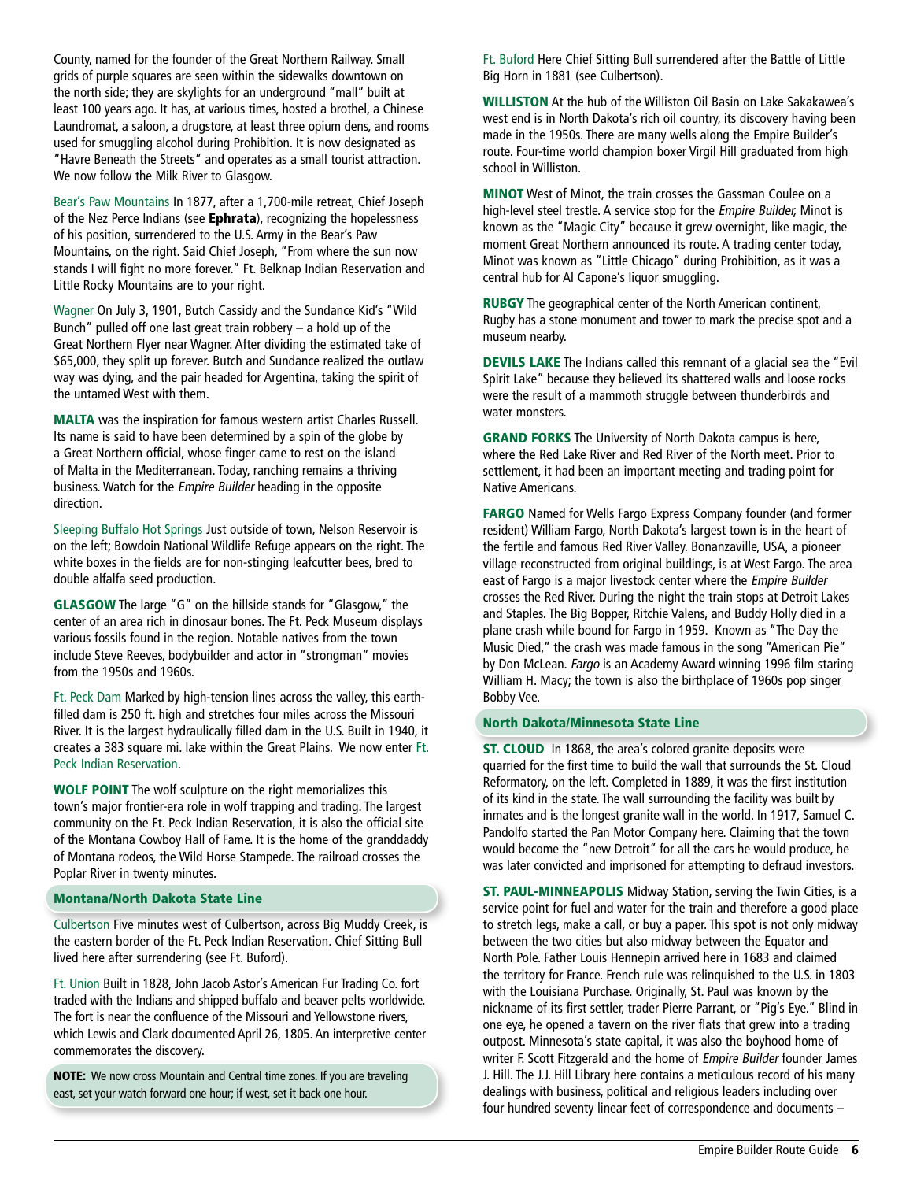County, named for the founder of the Great Northern Railway. Small grids of purple squares are seen within the sidewalks downtown on the north side; they are skylights for an underground "mall" built at least 100 years ago. It has, at various times, hosted a brothel, a Chinese Laundromat, a saloon, a drugstore, at least three opium dens, and rooms used for smuggling alcohol during Prohibition. It is now designated as "Havre Beneath the Streets" and operates as a small tourist attraction. We now follow the Milk River to Glasgow.

Bear's Paw Mountains In 1877, after a 1,700-mile retreat, Chief Joseph of the Nez Perce Indians (see **Ephrata**), recognizing the hopelessness of his position, surrendered to the U.S. Army in the Bear's Paw Mountains, on the right. Said Chief Joseph, "From where the sun now stands I will fight no more forever." Ft. Belknap Indian Reservation and Little Rocky Mountains are to your right.

Wagner On July 3, 1901, Butch Cassidy and the Sundance Kid's "Wild Bunch" pulled off one last great train robbery – a hold up of the Great Northern Flyer near Wagner. After dividing the estimated take of $65,000, they split up forever. Butch and Sundance realized the outlaw way was dying, and the pair headed for Argentina, taking the spirit of the untamed West with them.

**MALTA** was the inspiration for famous western artist Charles Russell. Its name is said to have been determined by a spin of the globe by a Great Northern official, whose finger came to rest on the island of Malta in the Mediterranean. Today, ranching remains a thriving business. Watch for the *Empire Builder* heading in the opposite direction.

Sleeping Buffalo Hot Springs Just outside of town, Nelson Reservoir is on the left; Bowdoin National Wildlife Refuge appears on the right. The white boxes in the fields are for non-stinging leafcutter bees, bred to double alfalfa seed production.

**GLASGOW** The large "G" on the hillside stands for "Glasgow," the center of an area rich in dinosaur bones. The Ft. Peck Museum displays various fossils found in the region. Notable natives from the town include Steve Reeves, bodybuilder and actor in "strongman" movies from the 1950s and 1960s.

Ft. Peck Dam Marked by high-tension lines across the valley, this earth-filled dam is 250 ft. high and stretches four miles across the Missouri River. It is the largest hydraulically filled dam in the U.S. Built in 1940, it creates a 383 square mi. lake within the Great Plains. We now enter Ft. Peck Indian Reservation.

**WOLF POINT** The wolf sculpture on the right memorializes this town's major frontier-era role in wolf trapping and trading. The largest community on the Ft. Peck Indian Reservation, it is also the official site of the Montana Cowboy Hall of Fame. It is the home of the granddaddy of Montana rodeos, the Wild Horse Stampede. The railroad crosses the Poplar River in twenty minutes.

## Montana/North Dakota State Line

Culbertson Five minutes west of Culbertson, across Big Muddy Creek, is the eastern border of the Ft. Peck Indian Reservation. Chief Sitting Bull lived here after surrendering (see Ft. Buford).

Ft. Union Built in 1828, John Jacob Astor's American Fur Trading Co. fort traded with the Indians and shipped buffalo and beaver pelts worldwide. The fort is near the confluence of the Missouri and Yellowstone rivers, which Lewis and Clark documented April 26, 1805. An interpretive center commemorates the discovery.

**NOTE:** We now cross Mountain and Central time zones. If you are traveling east, set your watch forward one hour; if west, set it back one hour.

Ft. Buford Here Chief Sitting Bull surrendered after the Battle of Little Big Horn in 1881 (see Culbertson).

**WILLISTON** At the hub of the Williston Oil Basin on Lake Sakakawea's west end is in North Dakota's rich oil country, its discovery having been made in the 1950s. There are many wells along the Empire Builder's route. Four-time world champion boxer Virgil Hill graduated from high school in Williston.

**MINOT** West of Minot, the train crosses the Gassman Coulee on a high-level steel trestle. A service stop for the *Empire Builder,* Minot is known as the "Magic City" because it grew overnight, like magic, the moment Great Northern announced its route. A trading center today, Minot was known as "Little Chicago" during Prohibition, as it was a central hub for Al Capone's liquor smuggling.

**RUGBY** The geographical center of the North American continent, Rugby has a stone monument and tower to mark the precise spot and a museum nearby.

**DEVILS LAKE** The Indians called this remnant of a glacial sea the "Evil Spirit Lake" because they believed its shattered walls and loose rocks were the result of a mammoth struggle between thunderbirds and water monsters.

**GRAND FORKS** The University of North Dakota campus is here, where the Red Lake River and Red River of the North meet. Prior to settlement, it had been an important meeting and trading point for Native Americans.

**FARGO** Named for Wells Fargo Express Company founder (and former resident) William Fargo, North Dakota's largest town is in the heart of the fertile and famous Red River Valley. Bonanzaville, USA, a pioneer village reconstructed from original buildings, is at West Fargo. The area east of Fargo is a major livestock center where the *Empire Builder* crosses the Red River. During the night the train stops at Detroit Lakes and Staples. The Big Bopper, Ritchie Valens, and Buddy Holly died in a plane crash while bound for Fargo in 1959. Known as "The Day the Music Died," the crash was made famous in the song "American Pie" by Don McLean. *Fargo* is an Academy Award winning 1996 film staring William H. Macy; the town is also the birthplace of 1960s pop singer Bobby Vee.

## North Dakota/Minnesota State Line

**ST. CLOUD** In 1868, the area's colored granite deposits were quarried for the first time to build the wall that surrounds the St. Cloud Reformatory, on the left. Completed in 1889, it was the first institution of its kind in the state. The wall surrounding the facility was built by inmates and is the longest granite wall in the world. In 1917, Samuel C. Pandolfo started the Pan Motor Company here. Claiming that the town would become the "new Detroit" for all the cars he would produce, he was later convicted and imprisoned for attempting to defraud investors.

**ST. PAUL-MINNEAPOLIS** Midway Station, serving the Twin Cities, is a service point for fuel and water for the train and therefore a good place to stretch legs, make a call, or buy a paper. This spot is not only midway between the two cities but also midway between the Equator and North Pole. Father Louis Hennepin arrived here in 1683 and claimed the territory for France. French rule was relinquished to the U.S. in 1803 with the Louisiana Purchase. Originally, St. Paul was known by the nickname of its first settler, trader Pierre Parrant, or "Pig's Eye." Blind in one eye, he opened a tavern on the river flats that grew into a trading outpost. Minnesota's state capital, it was also the boyhood home of writer F. Scott Fitzgerald and the home of *Empire Builder* founder James J. Hill. The J.J. Hill Library here contains a meticulous record of his many dealings with business, political and religious leaders including over four hundred seventy linear feet of correspondence and documents –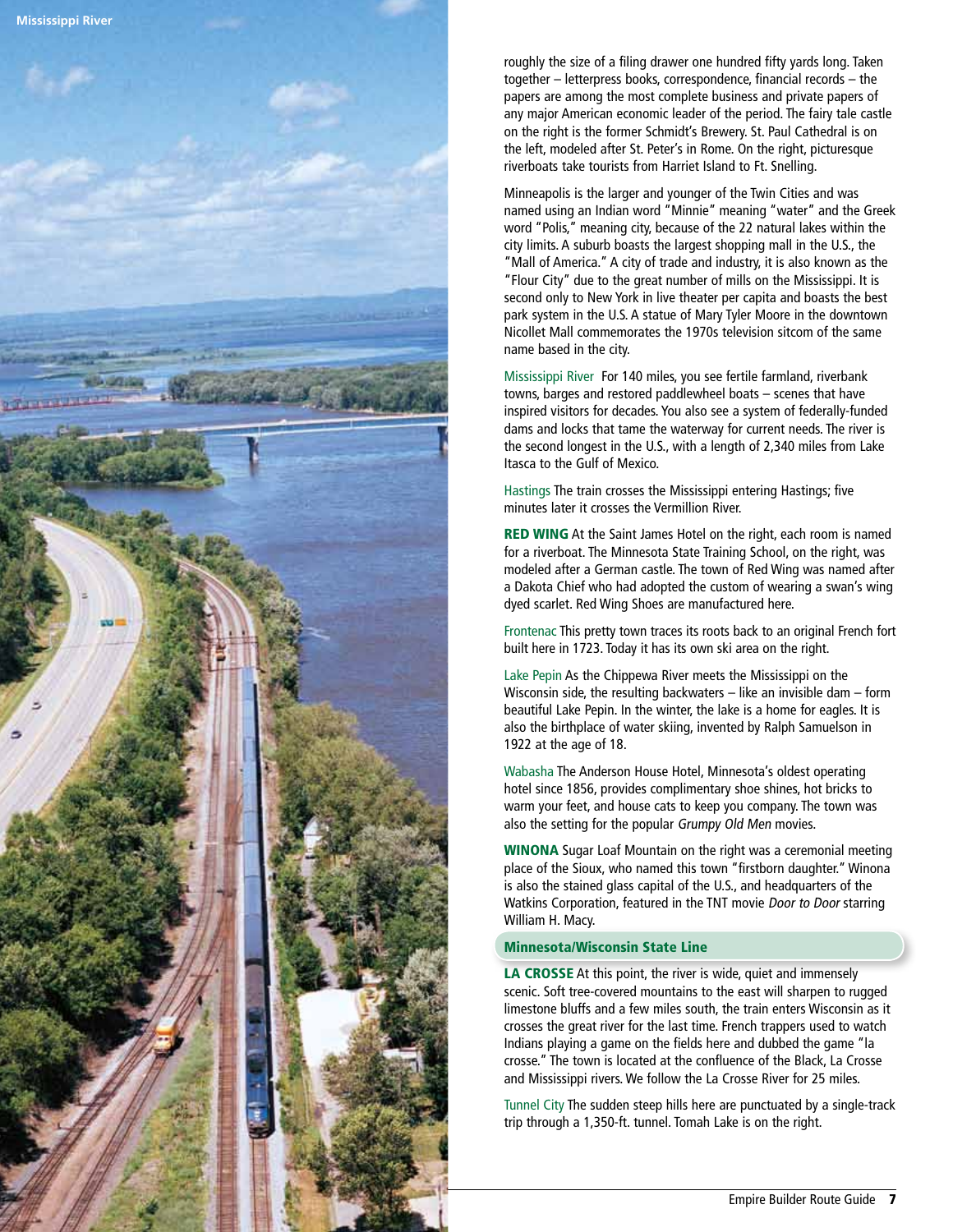roughly the size of a filing drawer one hundred fifty yards long. Taken together – letterpress books, correspondence, financial records – the papers are among the most complete business and private papers of any major American economic leader of the period. The fairy tale castle on the right is the former Schmidt's Brewery. St. Paul Cathedral is on the left, modeled after St. Peter's in Rome. On the right, picturesque riverboats take tourists from Harriet Island to Ft. Snelling.

Minneapolis is the larger and younger of the Twin Cities and was named using an Indian word "Minnie" meaning "water" and the Greek word "Polis," meaning city, because of the 22 natural lakes within the city limits. A suburb boasts the largest shopping mall in the U.S., the "Mall of America." A city of trade and industry, it is also known as the "Flour City" due to the great number of mills on the Mississippi. It is second only to New York in live theater per capita and boasts the best park system in the U.S. A statue of Mary Tyler Moore in the downtown Nicollet Mall commemorates the 1970s television sitcom of the same name based in the city.

Mississippi River For 140 miles, you see fertile farmland, riverbank towns, barges and restored paddlewheel boats – scenes that have inspired visitors for decades. You also see a system of federally-funded dams and locks that tame the waterway for current needs. The river is the second longest in the U.S., with a length of 2,340 miles from Lake Itasca to the Gulf of Mexico.

Hastings The train crosses the Mississippi entering Hastings; five minutes later it crosses the Vermillion River.

**RED WING** At the Saint James Hotel on the right, each room is named for a riverboat. The Minnesota State Training School, on the right, was modeled after a German castle. The town of Red Wing was named after a Dakota Chief who had adopted the custom of wearing a swan's wing dyed scarlet. Red Wing Shoes are manufactured here.

Frontenac This pretty town traces its roots back to an original French fort built here in 1723. Today it has its own ski area on the right.

Lake Pepin As the Chippewa River meets the Mississippi on the Wisconsin side, the resulting backwaters – like an invisible dam – form beautiful Lake Pepin. In the winter, the lake is a home for eagles. It is also the birthplace of water skiing, invented by Ralph Samuelson in 1922 at the age of 18.

Wabasha The Anderson House Hotel, Minnesota's oldest operating hotel since 1856, provides complimentary shoe shines, hot bricks to warm your feet, and house cats to keep you company. The town was also the setting for the popular *Grumpy Old Men* movies.

**WINONA** Sugar Loaf Mountain on the right was a ceremonial meeting place of the Sioux, who named this town "firstborn daughter." Winona is also the stained glass capital of the U.S., and headquarters of the Watkins Corporation, featured in the TNT movie *Door to Door* starring William H. Macy.

## Minnesota/Wisconsin State Line

**LA CROSSE** At this point, the river is wide, quiet and immensely scenic. Soft tree-covered mountains to the east will sharpen to rugged limestone bluffs and a few miles south, the train enters Wisconsin as it crosses the great river for the last time. French trappers used to watch Indians playing a game on the fields here and dubbed the game "la crosse." The town is located at the confluence of the Black, La Crosse and Mississippi rivers. We follow the La Crosse River for 25 miles.

Tunnel City The sudden steep hills here are punctuated by a single-track trip through a 1,350-ft. tunnel. Tomah Lake is on the right.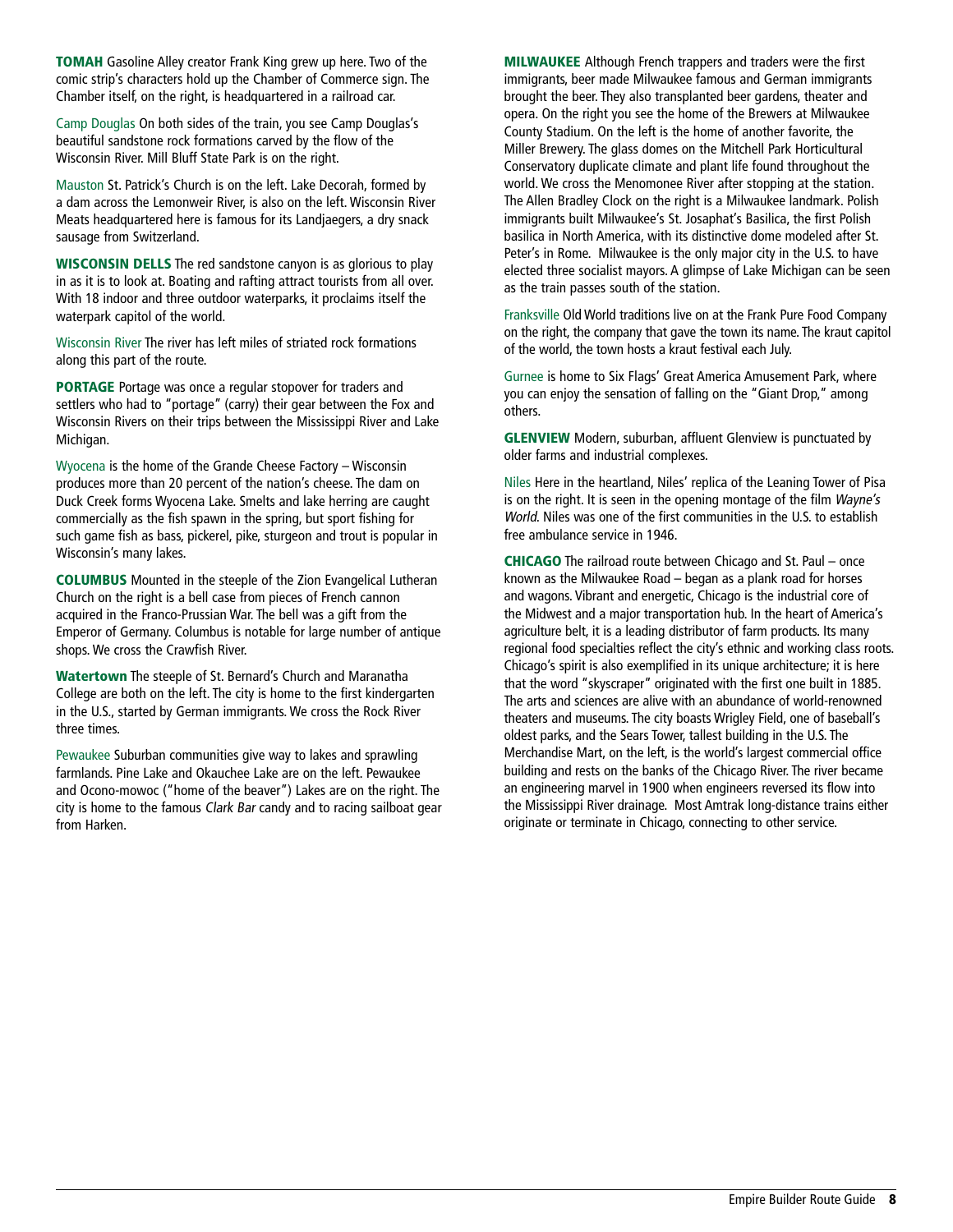**TOMAH** Gasoline Alley creator Frank King grew up here. Two of the comic strip's characters hold up the Chamber of Commerce sign. The Chamber itself, on the right, is headquartered in a railroad car.

Camp Douglas On both sides of the train, you see Camp Douglas's beautiful sandstone rock formations carved by the flow of the Wisconsin River. Mill Bluff State Park is on the right.

Mauston St. Patrick's Church is on the left. Lake Decorah, formed by a dam across the Lemonweir River, is also on the left. Wisconsin River Meats headquartered here is famous for its Landjaegers, a dry snack sausage from Switzerland.

**WISCONSIN DELLS** The red sandstone canyon is as glorious to play in as it is to look at. Boating and rafting attract tourists from all over. With 18 indoor and three outdoor waterparks, it proclaims itself the waterpark capitol of the world.

Wisconsin River The river has left miles of striated rock formations along this part of the route.

**PORTAGE** Portage was once a regular stopover for traders and settlers who had to "portage" (carry) their gear between the Fox and Wisconsin Rivers on their trips between the Mississippi River and Lake Michigan.

Wyocena is the home of the Grande Cheese Factory – Wisconsin produces more than 20 percent of the nation's cheese. The dam on Duck Creek forms Wyocena Lake. Smelts and lake herring are caught commercially as the fish spawn in the spring, but sport fishing for such game fish as bass, pickerel, pike, sturgeon and trout is popular in Wisconsin's many lakes.

**COLUMBUS** Mounted in the steeple of the Zion Evangelical Lutheran Church on the right is a bell case from pieces of French cannon acquired in the Franco-Prussian War. The bell was a gift from the Emperor of Germany. Columbus is notable for large number of antique shops. We cross the Crawfish River.

**Watertown** The steeple of St. Bernard's Church and Maranatha College are both on the left. The city is home to the first kindergarten in the U.S., started by German immigrants. We cross the Rock River three times.

Pewaukee Suburban communities give way to lakes and sprawling farmlands. Pine Lake and Okauchee Lake are on the left. Pewaukee and Ocono-mowoc ("home of the beaver") Lakes are on the right. The city is home to the famous *Clark Bar* candy and to racing sailboat gear from Harken.

**MILWAUKEE** Although French trappers and traders were the first immigrants, beer made Milwaukee famous and German immigrants brought the beer. They also transplanted beer gardens, theater and opera. On the right you see the home of the Brewers at Milwaukee County Stadium. On the left is the home of another favorite, the Miller Brewery. The glass domes on the Mitchell Park Horticultural Conservatory duplicate climate and plant life found throughout the world. We cross the Menomonee River after stopping at the station. The Allen Bradley Clock on the right is a Milwaukee landmark. Polish immigrants built Milwaukee's St. Josaphat's Basilica, the first Polish basilica in North America, with its distinctive dome modeled after St. Peter's in Rome. Milwaukee is the only major city in the U.S. to have elected three socialist mayors. A glimpse of Lake Michigan can be seen as the train passes south of the station.

Franksville Old World traditions live on at the Frank Pure Food Company on the right, the company that gave the town its name. The kraut capitol of the world, the town hosts a kraut festival each July.

Gurnee is home to Six Flags' Great America Amusement Park, where you can enjoy the sensation of falling on the "Giant Drop," among others.

**GLENVIEW** Modern, suburban, affluent Glenview is punctuated by older farms and industrial complexes.

Niles Here in the heartland, Niles' replica of the Leaning Tower of Pisa is on the right. It is seen in the opening montage of the film *Wayne's World*. Niles was one of the first communities in the U.S. to establish free ambulance service in 1946.

**CHICAGO** The railroad route between Chicago and St. Paul – once known as the Milwaukee Road – began as a plank road for horses and wagons. Vibrant and energetic, Chicago is the industrial core of the Midwest and a major transportation hub. In the heart of America's agriculture belt, it is a leading distributor of farm products. Its many regional food specialties reflect the city's ethnic and working class roots. Chicago's spirit is also exemplified in its unique architecture; it is here that the word "skyscraper" originated with the first one built in 1885. The arts and sciences are alive with an abundance of world-renowned theaters and museums. The city boasts Wrigley Field, one of baseball's oldest parks, and the Sears Tower, tallest building in the U.S. The Merchandise Mart, on the left, is the world's largest commercial office building and rests on the banks of the Chicago River. The river became an engineering marvel in 1900 when engineers reversed its flow into the Mississippi River drainage. Most Amtrak long-distance trains either originate or terminate in Chicago, connecting to other service.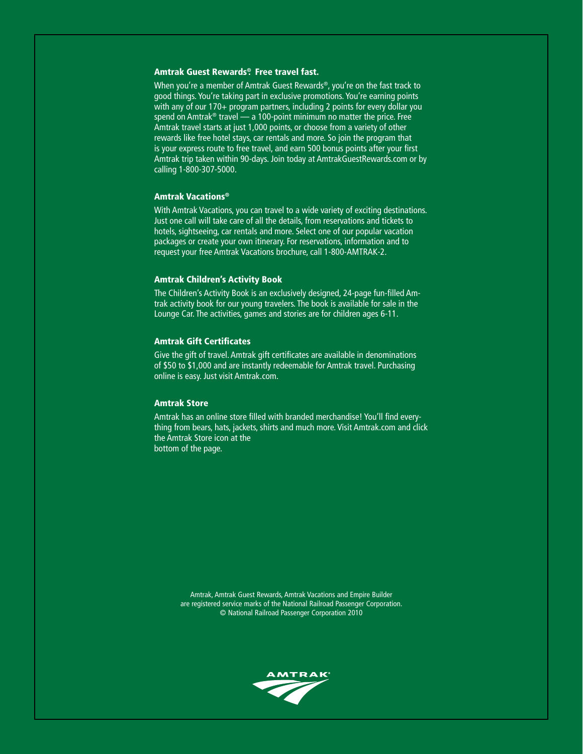### Amtrak Guest Rewards®. Free travel fast.

When you're a member of Amtrak Guest Rewards®, you're on the fast track to good things. You're taking part in exclusive promotions. You're earning points with any of our 170+ program partners, including 2 points for every dollar you spend on Amtrak® travel — a 100-point minimum no matter the price. Free Amtrak travel starts at just 1,000 points, or choose from a variety of other rewards like free hotel stays, car rentals and more. So join the program that is your express route to free travel, and earn 500 bonus points after your first Amtrak trip taken within 90-days. Join today at AmtrakGuestRewards.com or by calling 1-800-307-5000.

### Amtrak Vacations®

With Amtrak Vacations, you can travel to a wide variety of exciting destinations. Just one call will take care of all the details, from reservations and tickets to hotels, sightseeing, car rentals and more. Select one of our popular vacation packages or create your own itinerary. For reservations, information and to request your free Amtrak Vacations brochure, call 1-800-AMTRAK-2.

### Amtrak Children's Activity Book

The Children's Activity Book is an exclusively designed, 24-page fun-filled Amtrak activity book for our young travelers. The book is available for sale in the Lounge Car. The activities, games and stories are for children ages 6-11.

### Amtrak Gift Certificates

Give the gift of travel. Amtrak gift certificates are available in denominations of $50 to $1,000 and are instantly redeemable for Amtrak travel. Purchasing online is easy. Just visit Amtrak.com.

### Amtrak Store

Amtrak has an online store filled with branded merchandise! You'll find everything from bears, hats, jackets, shirts and much more. Visit Amtrak.com and click the Amtrak Store icon at the bottom of the page.

Amtrak, Amtrak Guest Rewards, Amtrak Vacations and Empire Builder are registered service marks of the National Railroad Passenger Corporation.
© National Railroad Passenger Corporation 2010

AMTRAK®